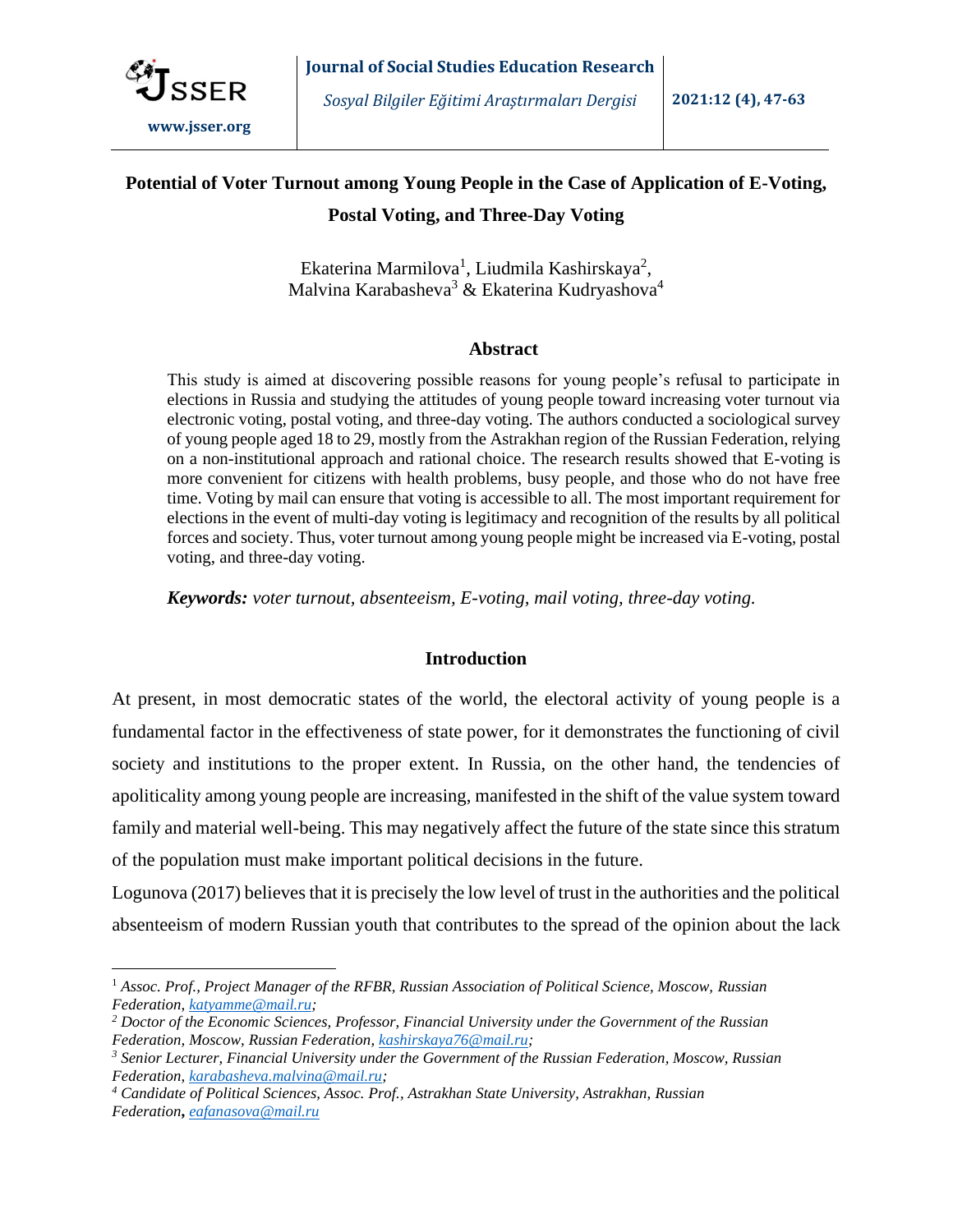# Potential of Voter Turnout among Young People in the Case of Application of E-Voting, Postal Voting, and Three-Day Voting

Ekaterina Marmilova[1], Liudmila Kashirskaya[2], Malvina Karabasheva[3] & Ekaterina Kudryashova[4]

## Abstract

This study is aimed at discovering possible reasons for young people's refusal to participate in elections in Russia and studying the attitudes of young people toward increasing voter turnout via electronic voting, postal voting, and three-day voting. The authors conducted a sociological survey of young people aged 18 to 29, mostly from the Astrakhan region of the Russian Federation, relying on a non-institutional approach and rational choice. The research results showed that E-voting is more convenient for citizens with health problems, busy people, and those who do not have free time. Voting by mail can ensure that voting is accessible to all. The most important requirement for elections in the event of multi-day voting is legitimacy and recognition of the results by all political forces and society. Thus, voter turnout among young people might be increased via E-voting, postal voting, and three-day voting.

***Keywords:*** *voter turnout, absenteeism, E-voting, mail voting, three-day voting.*

## Introduction

At present, in most democratic states of the world, the electoral activity of young people is a fundamental factor in the effectiveness of state power, for it demonstrates the functioning of civil society and institutions to the proper extent. In Russia, on the other hand, the tendencies of apoliticality among young people are increasing, manifested in the shift of the value system toward family and material well-being. This may negatively affect the future of the state since this stratum of the population must make important political decisions in the future.

Logunova (2017) believes that it is precisely the low level of trust in the authorities and the political absenteeism of modern Russian youth that contributes to the spread of the opinion about the lack

---

[1] *Assoc. Prof., Project Manager of the RFBR, Russian Association of Political Science, Moscow, Russian Federation, katyamme@mail.ru;*

[2] *Doctor of the Economic Sciences, Professor, Financial University under the Government of the Russian Federation, Moscow, Russian Federation, kashirskaya76@mail.ru;*

[3] *Senior Lecturer, Financial University under the Government of the Russian Federation, Moscow, Russian Federation, karabasheva.malvina@mail.ru;*

[4] *Candidate of Political Sciences, Assoc. Prof., Astrakhan State University, Astrakhan, Russian Federation, eafanasova@mail.ru*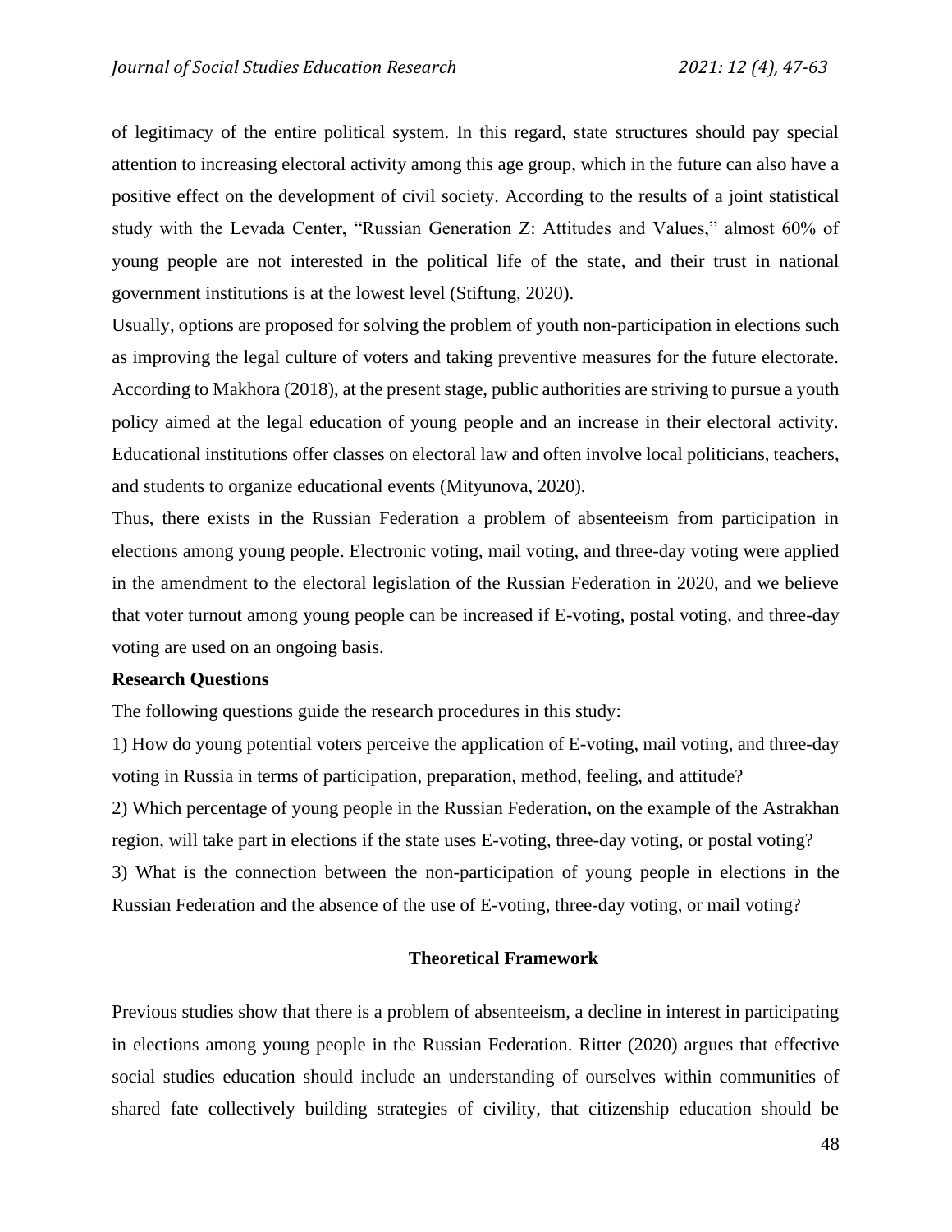of legitimacy of the entire political system. In this regard, state structures should pay special attention to increasing electoral activity among this age group, which in the future can also have a positive effect on the development of civil society. According to the results of a joint statistical study with the Levada Center, "Russian Generation Z: Attitudes and Values," almost 60% of young people are not interested in the political life of the state, and their trust in national government institutions is at the lowest level (Stiftung, 2020).

Usually, options are proposed for solving the problem of youth non-participation in elections such as improving the legal culture of voters and taking preventive measures for the future electorate. According to Makhora (2018), at the present stage, public authorities are striving to pursue a youth policy aimed at the legal education of young people and an increase in their electoral activity. Educational institutions offer classes on electoral law and often involve local politicians, teachers, and students to organize educational events (Mityunova, 2020).

Thus, there exists in the Russian Federation a problem of absenteeism from participation in elections among young people. Electronic voting, mail voting, and three-day voting were applied in the amendment to the electoral legislation of the Russian Federation in 2020, and we believe that voter turnout among young people can be increased if E-voting, postal voting, and three-day voting are used on an ongoing basis.

**Research Questions**

The following questions guide the research procedures in this study:

1) How do young potential voters perceive the application of E-voting, mail voting, and three-day voting in Russia in terms of participation, preparation, method, feeling, and attitude?

2) Which percentage of young people in the Russian Federation, on the example of the Astrakhan region, will take part in elections if the state uses E-voting, three-day voting, or postal voting?

3) What is the connection between the non-participation of young people in elections in the Russian Federation and the absence of the use of E-voting, three-day voting, or mail voting?

## Theoretical Framework

Previous studies show that there is a problem of absenteeism, a decline in interest in participating in elections among young people in the Russian Federation. Ritter (2020) argues that effective social studies education should include an understanding of ourselves within communities of shared fate collectively building strategies of civility, that citizenship education should be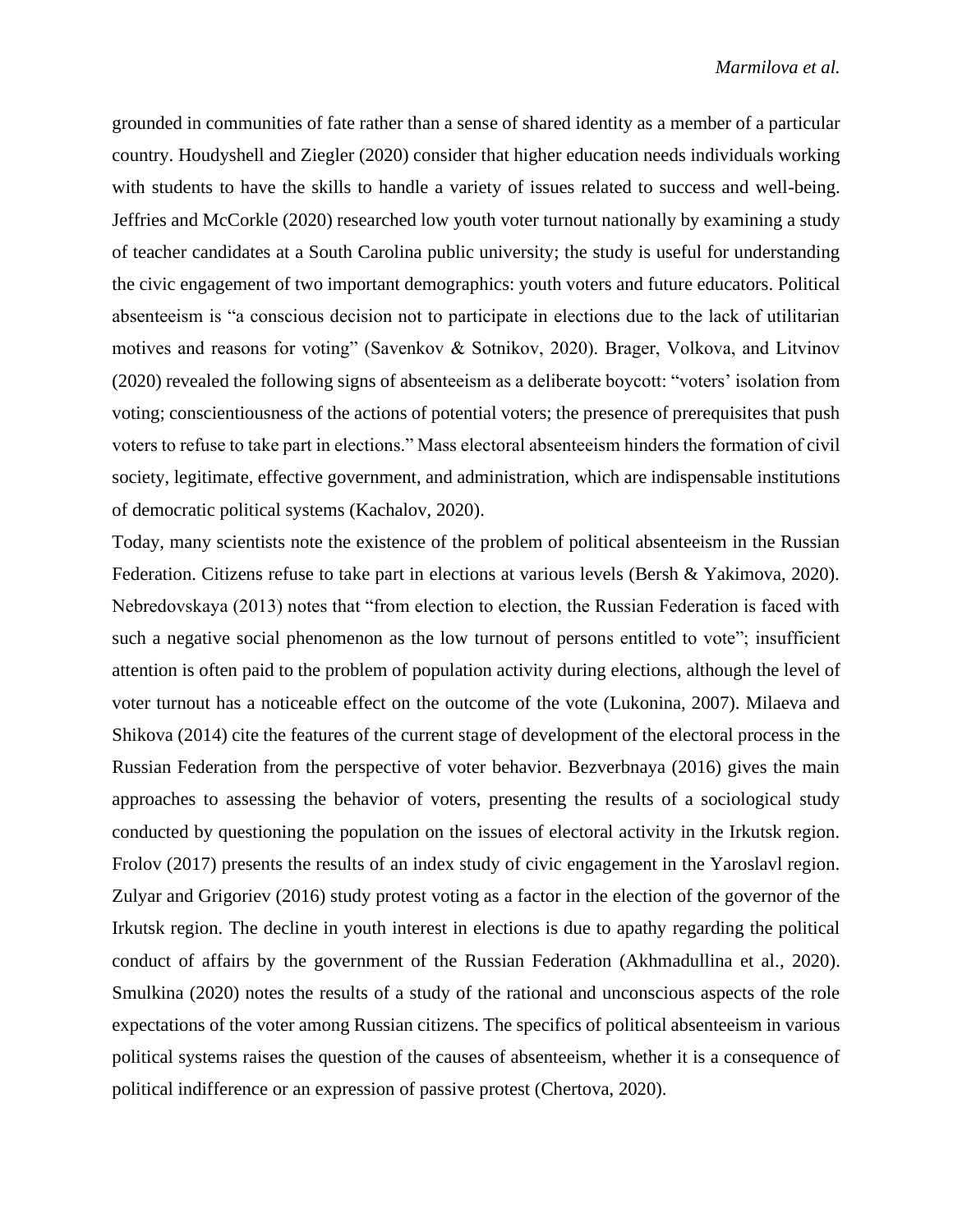grounded in communities of fate rather than a sense of shared identity as a member of a particular country. Houdyshell and Ziegler (2020) consider that higher education needs individuals working with students to have the skills to handle a variety of issues related to success and well-being. Jeffries and McCorkle (2020) researched low youth voter turnout nationally by examining a study of teacher candidates at a South Carolina public university; the study is useful for understanding the civic engagement of two important demographics: youth voters and future educators. Political absenteeism is "a conscious decision not to participate in elections due to the lack of utilitarian motives and reasons for voting" (Savenkov & Sotnikov, 2020). Brager, Volkova, and Litvinov (2020) revealed the following signs of absenteeism as a deliberate boycott: "voters' isolation from voting; conscientiousness of the actions of potential voters; the presence of prerequisites that push voters to refuse to take part in elections." Mass electoral absenteeism hinders the formation of civil society, legitimate, effective government, and administration, which are indispensable institutions of democratic political systems (Kachalov, 2020).

Today, many scientists note the existence of the problem of political absenteeism in the Russian Federation. Citizens refuse to take part in elections at various levels (Bersh & Yakimova, 2020). Nebredovskaya (2013) notes that "from election to election, the Russian Federation is faced with such a negative social phenomenon as the low turnout of persons entitled to vote"; insufficient attention is often paid to the problem of population activity during elections, although the level of voter turnout has a noticeable effect on the outcome of the vote (Lukonina, 2007). Milaeva and Shikova (2014) cite the features of the current stage of development of the electoral process in the Russian Federation from the perspective of voter behavior. Bezverbnaya (2016) gives the main approaches to assessing the behavior of voters, presenting the results of a sociological study conducted by questioning the population on the issues of electoral activity in the Irkutsk region. Frolov (2017) presents the results of an index study of civic engagement in the Yaroslavl region. Zulyar and Grigoriev (2016) study protest voting as a factor in the election of the governor of the Irkutsk region. The decline in youth interest in elections is due to apathy regarding the political conduct of affairs by the government of the Russian Federation (Akhmadullina et al., 2020). Smulkina (2020) notes the results of a study of the rational and unconscious aspects of the role expectations of the voter among Russian citizens. The specifics of political absenteeism in various political systems raises the question of the causes of absenteeism, whether it is a consequence of political indifference or an expression of passive protest (Chertova, 2020).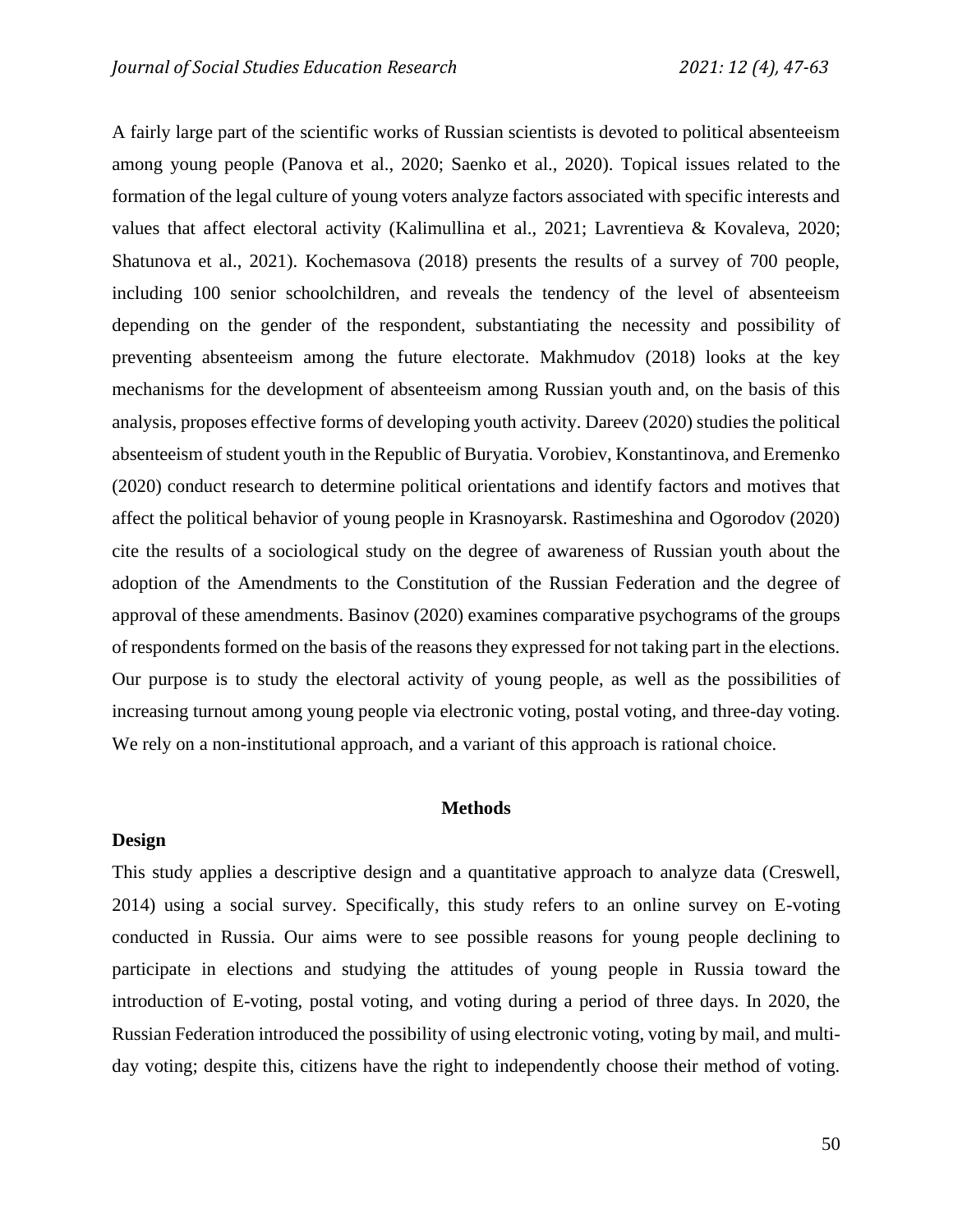A fairly large part of the scientific works of Russian scientists is devoted to political absenteeism among young people (Panova et al., 2020; Saenko et al., 2020). Topical issues related to the formation of the legal culture of young voters analyze factors associated with specific interests and values that affect electoral activity (Kalimullina et al., 2021; Lavrentieva & Kovaleva, 2020; Shatunova et al., 2021). Kochemasova (2018) presents the results of a survey of 700 people, including 100 senior schoolchildren, and reveals the tendency of the level of absenteeism depending on the gender of the respondent, substantiating the necessity and possibility of preventing absenteeism among the future electorate. Makhmudov (2018) looks at the key mechanisms for the development of absenteeism among Russian youth and, on the basis of this analysis, proposes effective forms of developing youth activity. Dareev (2020) studies the political absenteeism of student youth in the Republic of Buryatia. Vorobiev, Konstantinova, and Eremenko (2020) conduct research to determine political orientations and identify factors and motives that affect the political behavior of young people in Krasnoyarsk. Rastimeshina and Ogorodov (2020) cite the results of a sociological study on the degree of awareness of Russian youth about the adoption of the Amendments to the Constitution of the Russian Federation and the degree of approval of these amendments. Basinov (2020) examines comparative psychograms of the groups of respondents formed on the basis of the reasons they expressed for not taking part in the elections. Our purpose is to study the electoral activity of young people, as well as the possibilities of increasing turnout among young people via electronic voting, postal voting, and three-day voting. We rely on a non-institutional approach, and a variant of this approach is rational choice.

## Methods

### Design

This study applies a descriptive design and a quantitative approach to analyze data (Creswell, 2014) using a social survey. Specifically, this study refers to an online survey on E-voting conducted in Russia. Our aims were to see possible reasons for young people declining to participate in elections and studying the attitudes of young people in Russia toward the introduction of E-voting, postal voting, and voting during a period of three days. In 2020, the Russian Federation introduced the possibility of using electronic voting, voting by mail, and multi-day voting; despite this, citizens have the right to independently choose their method of voting.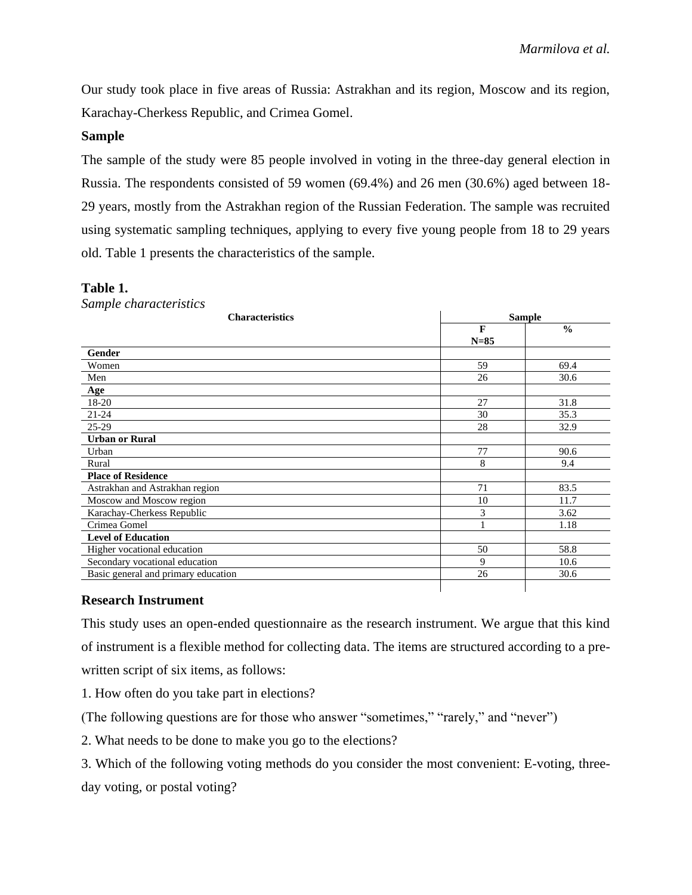Our study took place in five areas of Russia: Astrakhan and its region, Moscow and its region, Karachay-Cherkess Republic, and Crimea Gomel.

### Sample

The sample of the study were 85 people involved in voting in the three-day general election in Russia. The respondents consisted of 59 women (69.4%) and 26 men (30.6%) aged between 18-29 years, mostly from the Astrakhan region of the Russian Federation. The sample was recruited using systematic sampling techniques, applying to every five young people from 18 to 29 years old. Table 1 presents the characteristics of the sample.

**Table 1.**

*Sample characteristics*

| Characteristics | Sample | |
|---|---|---|
| | F<br>N=85 | % |
| **Gender** | | |
| Women | 59 | 69.4 |
| Men | 26 | 30.6 |
| **Age** | | |
| 18-20 | 27 | 31.8 |
| 21-24 | 30 | 35.3 |
| 25-29 | 28 | 32.9 |
| **Urban or Rural** | | |
| Urban | 77 | 90.6 |
| Rural | 8 | 9.4 |
| **Place of Residence** | | |
| Astrakhan and Astrakhan region | 71 | 83.5 |
| Moscow and Moscow region | 10 | 11.7 |
| Karachay-Cherkess Republic | 3 | 3.62 |
| Crimea Gomel | 1 | 1.18 |
| **Level of Education** | | |
| Higher vocational education | 50 | 58.8 |
| Secondary vocational education | 9 | 10.6 |
| Basic general and primary education | 26 | 30.6 |

### Research Instrument

This study uses an open-ended questionnaire as the research instrument. We argue that this kind of instrument is a flexible method for collecting data. The items are structured according to a pre-written script of six items, as follows:

1. How often do you take part in elections?

(The following questions are for those who answer "sometimes," "rarely," and "never")

2. What needs to be done to make you go to the elections?

3. Which of the following voting methods do you consider the most convenient: E-voting, three-day voting, or postal voting?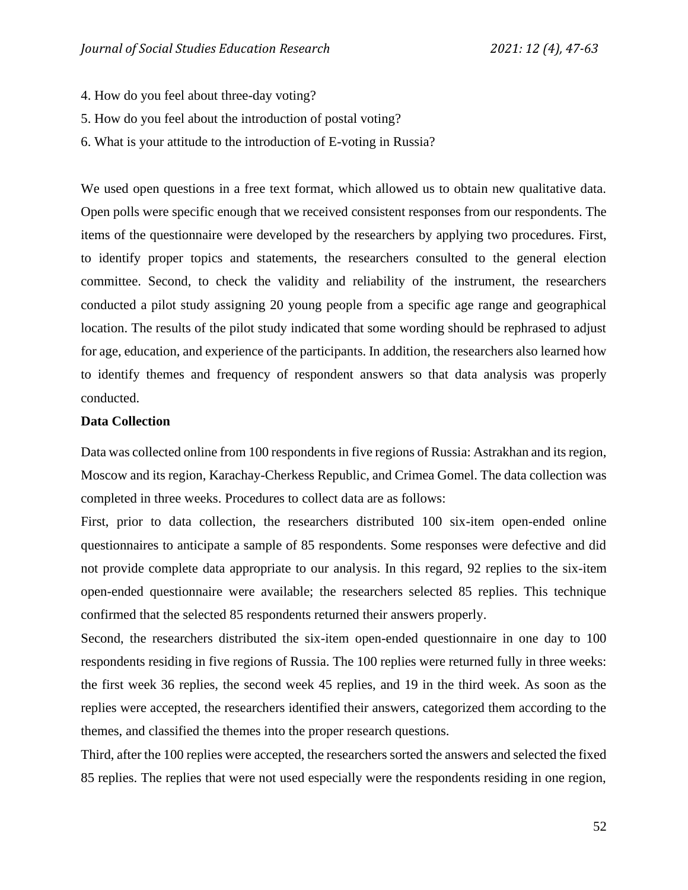4. How do you feel about three-day voting?
5. How do you feel about the introduction of postal voting?
6. What is your attitude to the introduction of E-voting in Russia?

We used open questions in a free text format, which allowed us to obtain new qualitative data. Open polls were specific enough that we received consistent responses from our respondents. The items of the questionnaire were developed by the researchers by applying two procedures. First, to identify proper topics and statements, the researchers consulted to the general election committee. Second, to check the validity and reliability of the instrument, the researchers conducted a pilot study assigning 20 young people from a specific age range and geographical location. The results of the pilot study indicated that some wording should be rephrased to adjust for age, education, and experience of the participants. In addition, the researchers also learned how to identify themes and frequency of respondent answers so that data analysis was properly conducted.

**Data Collection**

Data was collected online from 100 respondents in five regions of Russia: Astrakhan and its region, Moscow and its region, Karachay-Cherkess Republic, and Crimea Gomel. The data collection was completed in three weeks. Procedures to collect data are as follows:

First, prior to data collection, the researchers distributed 100 six-item open-ended online questionnaires to anticipate a sample of 85 respondents. Some responses were defective and did not provide complete data appropriate to our analysis. In this regard, 92 replies to the six-item open-ended questionnaire were available; the researchers selected 85 replies. This technique confirmed that the selected 85 respondents returned their answers properly.

Second, the researchers distributed the six-item open-ended questionnaire in one day to 100 respondents residing in five regions of Russia. The 100 replies were returned fully in three weeks: the first week 36 replies, the second week 45 replies, and 19 in the third week. As soon as the replies were accepted, the researchers identified their answers, categorized them according to the themes, and classified the themes into the proper research questions.

Third, after the 100 replies were accepted, the researchers sorted the answers and selected the fixed 85 replies. The replies that were not used especially were the respondents residing in one region,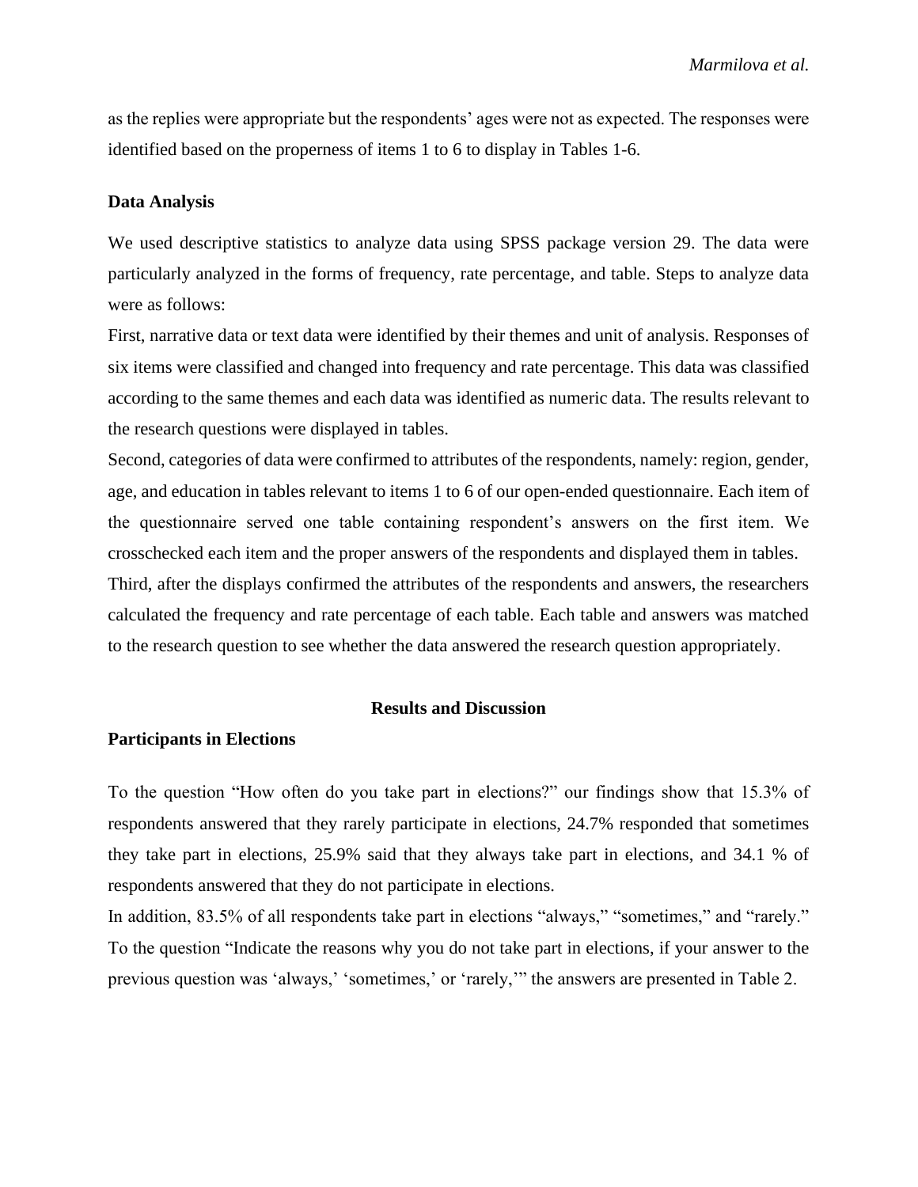as the replies were appropriate but the respondents' ages were not as expected. The responses were identified based on the properness of items 1 to 6 to display in Tables 1-6.

### Data Analysis

We used descriptive statistics to analyze data using SPSS package version 29. The data were particularly analyzed in the forms of frequency, rate percentage, and table. Steps to analyze data were as follows:

First, narrative data or text data were identified by their themes and unit of analysis. Responses of six items were classified and changed into frequency and rate percentage. This data was classified according to the same themes and each data was identified as numeric data. The results relevant to the research questions were displayed in tables.

Second, categories of data were confirmed to attributes of the respondents, namely: region, gender, age, and education in tables relevant to items 1 to 6 of our open-ended questionnaire. Each item of the questionnaire served one table containing respondent's answers on the first item. We crosschecked each item and the proper answers of the respondents and displayed them in tables.

Third, after the displays confirmed the attributes of the respondents and answers, the researchers calculated the frequency and rate percentage of each table. Each table and answers was matched to the research question to see whether the data answered the research question appropriately.

## Results and Discussion

### Participants in Elections

To the question "How often do you take part in elections?" our findings show that 15.3% of respondents answered that they rarely participate in elections, 24.7% responded that sometimes they take part in elections, 25.9% said that they always take part in elections, and 34.1 % of respondents answered that they do not participate in elections.

In addition, 83.5% of all respondents take part in elections "always," "sometimes," and "rarely."

To the question "Indicate the reasons why you do not take part in elections, if your answer to the previous question was 'always,' 'sometimes,' or 'rarely,'" the answers are presented in Table 2.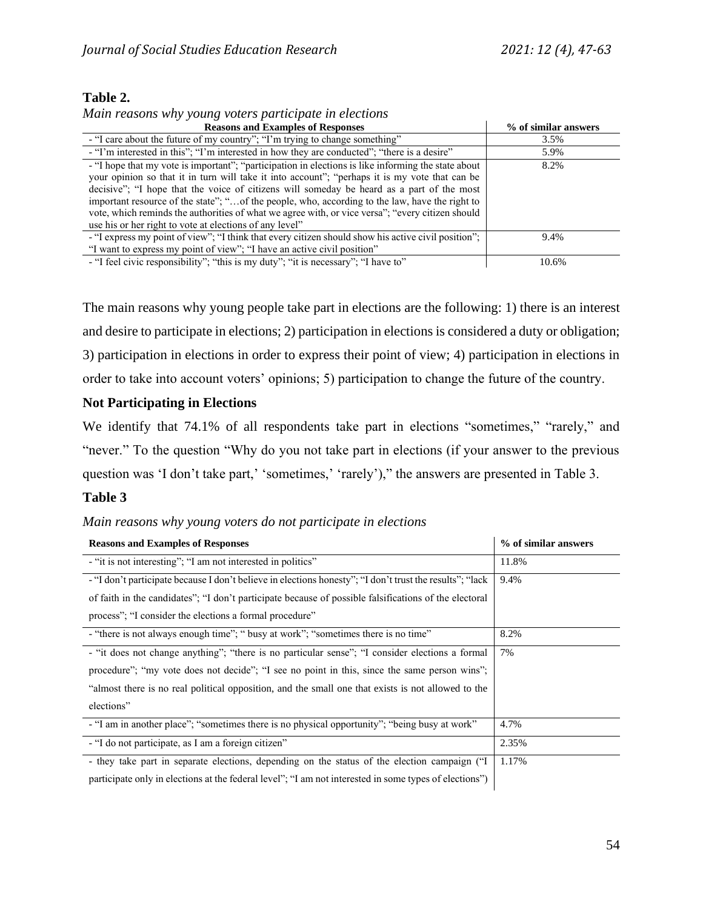**Table 2.**

*Main reasons why young voters participate in elections*

| Reasons and Examples of Responses | % of similar answers |
|---|---|
| - "I care about the future of my country"; "I'm trying to change something" | 3.5% |
| - "I'm interested in this"; "I'm interested in how they are conducted"; "there is a desire" | 5.9% |
| - "I hope that my vote is important"; "participation in elections is like informing the state about your opinion so that it in turn will take it into account"; "perhaps it is my vote that can be decisive"; "I hope that the voice of citizens will someday be heard as a part of the most important resource of the state"; "…of the people, who, according to the law, have the right to vote, which reminds the authorities of what we agree with, or vice versa"; "every citizen should use his or her right to vote at elections of any level" | 8.2% |
| - "I express my point of view"; "I think that every citizen should show his active civil position"; "I want to express my point of view"; "I have an active civil position" | 9.4% |
| - "I feel civic responsibility"; "this is my duty"; "it is necessary"; "I have to" | 10.6% |

The main reasons why young people take part in elections are the following: 1) there is an interest and desire to participate in elections; 2) participation in elections is considered a duty or obligation; 3) participation in elections in order to express their point of view; 4) participation in elections in order to take into account voters' opinions; 5) participation to change the future of the country.

### Not Participating in Elections

We identify that 74.1% of all respondents take part in elections "sometimes," "rarely," and "never." To the question "Why do you not take part in elections (if your answer to the previous question was 'I don't take part,' 'sometimes,' 'rarely')," the answers are presented in Table 3.

**Table 3**

*Main reasons why young voters do not participate in elections*

| Reasons and Examples of Responses | % of similar answers |
|---|---|
| - "it is not interesting"; "I am not interested in politics" | 11.8% |
| - "I don't participate because I don't believe in elections honesty"; "I don't trust the results"; "lack of faith in the candidates"; "I don't participate because of possible falsifications of the electoral process"; "I consider the elections a formal procedure" | 9.4% |
| - "there is not always enough time"; " busy at work"; "sometimes there is no time" | 8.2% |
| - "it does not change anything"; "there is no particular sense"; "I consider elections a formal procedure"; "my vote does not decide"; "I see no point in this, since the same person wins"; "almost there is no real political opposition, and the small one that exists is not allowed to the elections" | 7% |
| - "I am in another place"; "sometimes there is no physical opportunity"; "being busy at work" | 4.7% |
| - "I do not participate, as I am a foreign citizen" | 2.35% |
| - they take part in separate elections, depending on the status of the election campaign ("I participate only in elections at the federal level"; "I am not interested in some types of elections") | 1.17% |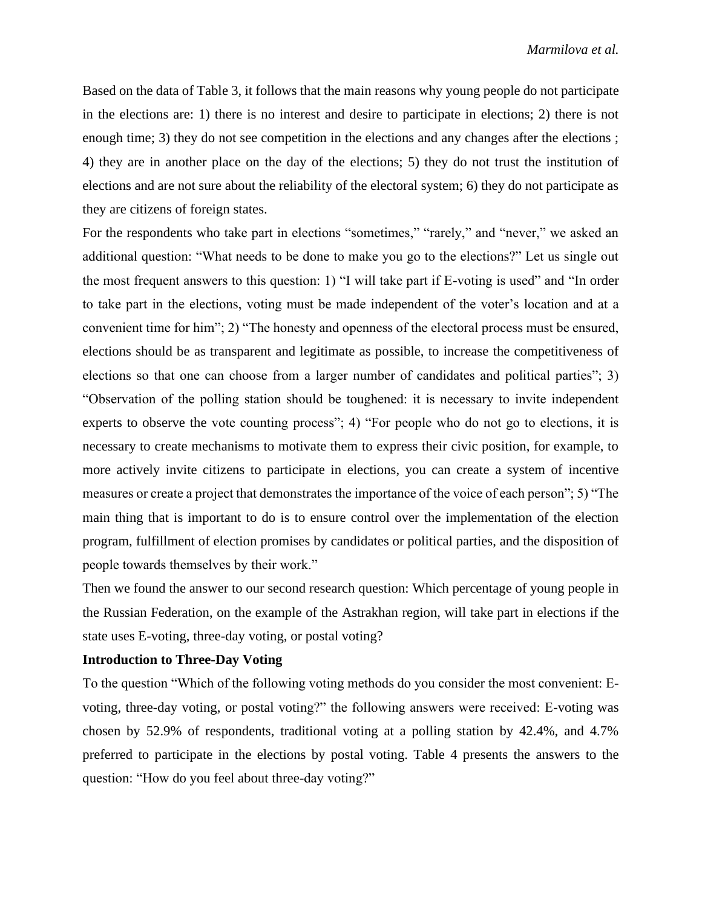Based on the data of Table 3, it follows that the main reasons why young people do not participate in the elections are: 1) there is no interest and desire to participate in elections; 2) there is not enough time; 3) they do not see competition in the elections and any changes after the elections ; 4) they are in another place on the day of the elections; 5) they do not trust the institution of elections and are not sure about the reliability of the electoral system; 6) they do not participate as they are citizens of foreign states.

For the respondents who take part in elections "sometimes," "rarely," and "never," we asked an additional question: "What needs to be done to make you go to the elections?" Let us single out the most frequent answers to this question: 1) "I will take part if E-voting is used" and "In order to take part in the elections, voting must be made independent of the voter's location and at a convenient time for him"; 2) "The honesty and openness of the electoral process must be ensured, elections should be as transparent and legitimate as possible, to increase the competitiveness of elections so that one can choose from a larger number of candidates and political parties"; 3) "Observation of the polling station should be toughened: it is necessary to invite independent experts to observe the vote counting process"; 4) "For people who do not go to elections, it is necessary to create mechanisms to motivate them to express their civic position, for example, to more actively invite citizens to participate in elections, you can create a system of incentive measures or create a project that demonstrates the importance of the voice of each person"; 5) "The main thing that is important to do is to ensure control over the implementation of the election program, fulfillment of election promises by candidates or political parties, and the disposition of people towards themselves by their work."

Then we found the answer to our second research question: Which percentage of young people in the Russian Federation, on the example of the Astrakhan region, will take part in elections if the state uses E-voting, three-day voting, or postal voting?

**Introduction to Three-Day Voting**

To the question "Which of the following voting methods do you consider the most convenient: E-voting, three-day voting, or postal voting?" the following answers were received: E-voting was chosen by 52.9% of respondents, traditional voting at a polling station by 42.4%, and 4.7% preferred to participate in the elections by postal voting. Table 4 presents the answers to the question: "How do you feel about three-day voting?"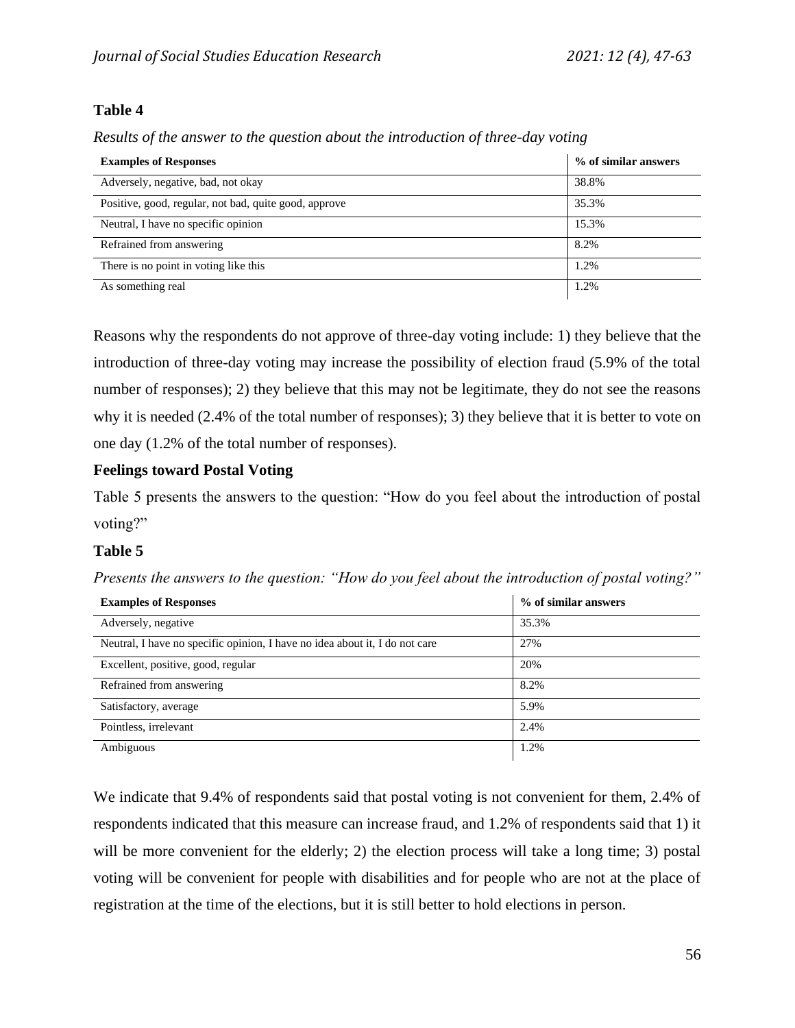**Table 4**

*Results of the answer to the question about the introduction of three-day voting*

| Examples of Responses | % of similar answers |
|---|---|
| Adversely, negative, bad, not okay | 38.8% |
| Positive, good, regular, not bad, quite good, approve | 35.3% |
| Neutral, I have no specific opinion | 15.3% |
| Refrained from answering | 8.2% |
| There is no point in voting like this | 1.2% |
| As something real | 1.2% |

Reasons why the respondents do not approve of three-day voting include: 1) they believe that the introduction of three-day voting may increase the possibility of election fraud (5.9% of the total number of responses); 2) they believe that this may not be legitimate, they do not see the reasons why it is needed (2.4% of the total number of responses); 3) they believe that it is better to vote on one day (1.2% of the total number of responses).

**Feelings toward Postal Voting**

Table 5 presents the answers to the question: "How do you feel about the introduction of postal voting?"

**Table 5**

*Presents the answers to the question: "How do you feel about the introduction of postal voting?"*

| Examples of Responses | % of similar answers |
|---|---|
| Adversely, negative | 35.3% |
| Neutral, I have no specific opinion, I have no idea about it, I do not care | 27% |
| Excellent, positive, good, regular | 20% |
| Refrained from answering | 8.2% |
| Satisfactory, average | 5.9% |
| Pointless, irrelevant | 2.4% |
| Ambiguous | 1.2% |

We indicate that 9.4% of respondents said that postal voting is not convenient for them, 2.4% of respondents indicated that this measure can increase fraud, and 1.2% of respondents said that 1) it will be more convenient for the elderly; 2) the election process will take a long time; 3) postal voting will be convenient for people with disabilities and for people who are not at the place of registration at the time of the elections, but it is still better to hold elections in person.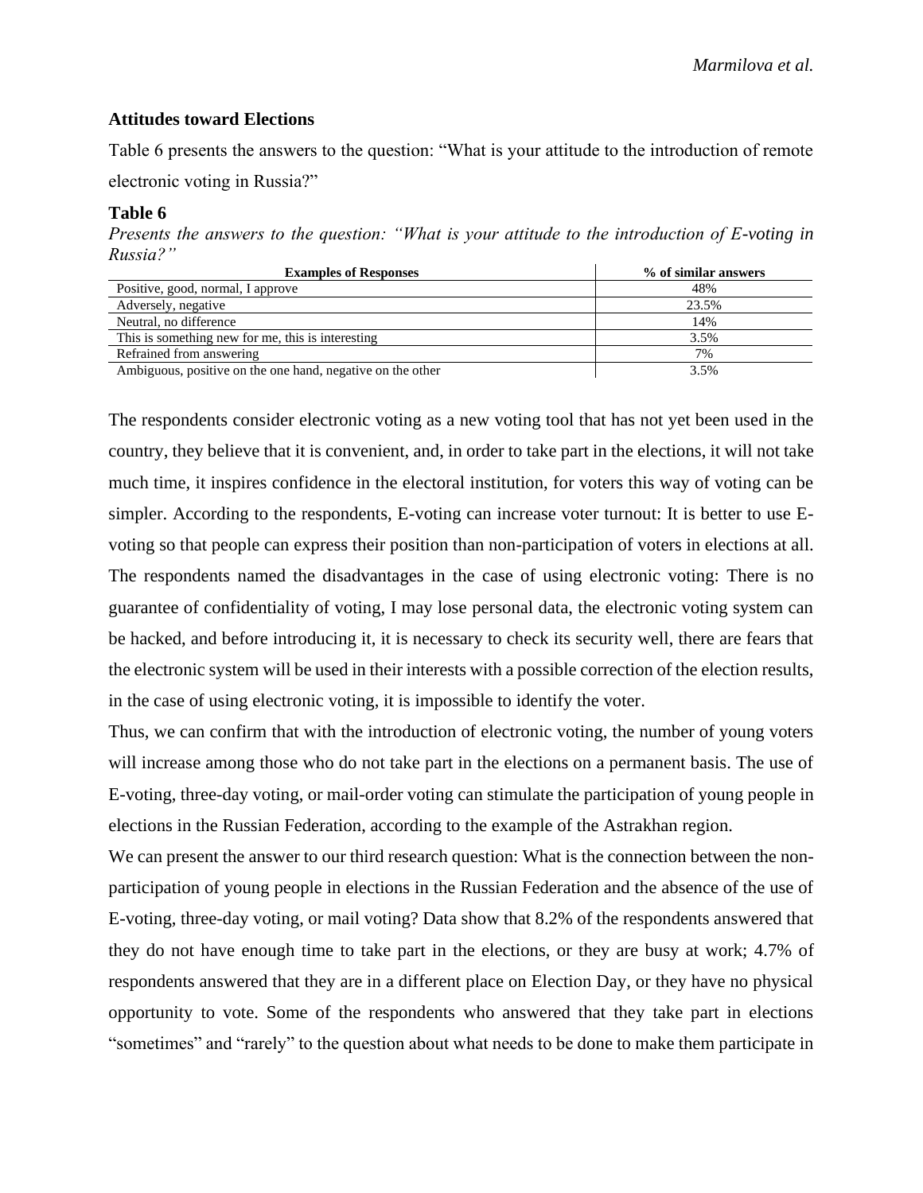### Attitudes toward Elections

Table 6 presents the answers to the question: "What is your attitude to the introduction of remote electronic voting in Russia?"

**Table 6**

*Presents the answers to the question: "What is your attitude to the introduction of E-voting in Russia?"*

| Examples of Responses | % of similar answers |
|---|---|
| Positive, good, normal, I approve | 48% |
| Adversely, negative | 23.5% |
| Neutral, no difference | 14% |
| This is something new for me, this is interesting | 3.5% |
| Refrained from answering | 7% |
| Ambiguous, positive on the one hand, negative on the other | 3.5% |

The respondents consider electronic voting as a new voting tool that has not yet been used in the country, they believe that it is convenient, and, in order to take part in the elections, it will not take much time, it inspires confidence in the electoral institution, for voters this way of voting can be simpler. According to the respondents, E-voting can increase voter turnout: It is better to use E-voting so that people can express their position than non-participation of voters in elections at all. The respondents named the disadvantages in the case of using electronic voting: There is no guarantee of confidentiality of voting, I may lose personal data, the electronic voting system can be hacked, and before introducing it, it is necessary to check its security well, there are fears that the electronic system will be used in their interests with a possible correction of the election results, in the case of using electronic voting, it is impossible to identify the voter.

Thus, we can confirm that with the introduction of electronic voting, the number of young voters will increase among those who do not take part in the elections on a permanent basis. The use of E-voting, three-day voting, or mail-order voting can stimulate the participation of young people in elections in the Russian Federation, according to the example of the Astrakhan region.

We can present the answer to our third research question: What is the connection between the non-participation of young people in elections in the Russian Federation and the absence of the use of E-voting, three-day voting, or mail voting? Data show that 8.2% of the respondents answered that they do not have enough time to take part in the elections, or they are busy at work; 4.7% of respondents answered that they are in a different place on Election Day, or they have no physical opportunity to vote. Some of the respondents who answered that they take part in elections "sometimes" and "rarely" to the question about what needs to be done to make them participate in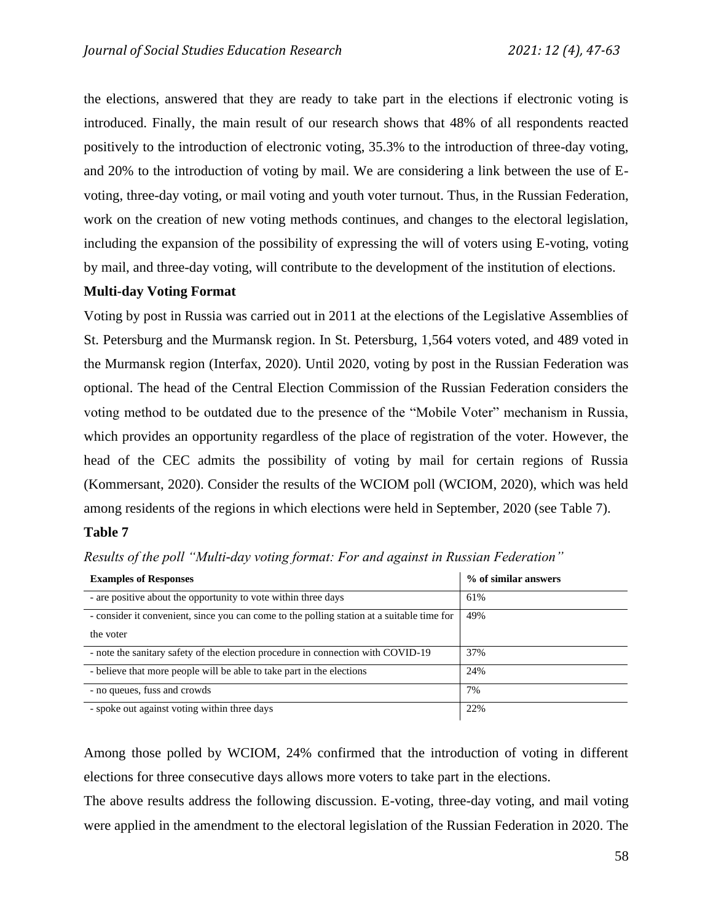the elections, answered that they are ready to take part in the elections if electronic voting is introduced. Finally, the main result of our research shows that 48% of all respondents reacted positively to the introduction of electronic voting, 35.3% to the introduction of three-day voting, and 20% to the introduction of voting by mail. We are considering a link between the use of E-voting, three-day voting, or mail voting and youth voter turnout. Thus, in the Russian Federation, work on the creation of new voting methods continues, and changes to the electoral legislation, including the expansion of the possibility of expressing the will of voters using E-voting, voting by mail, and three-day voting, will contribute to the development of the institution of elections.

**Multi-day Voting Format**

Voting by post in Russia was carried out in 2011 at the elections of the Legislative Assemblies of St. Petersburg and the Murmansk region. In St. Petersburg, 1,564 voters voted, and 489 voted in the Murmansk region (Interfax, 2020). Until 2020, voting by post in the Russian Federation was optional. The head of the Central Election Commission of the Russian Federation considers the voting method to be outdated due to the presence of the "Mobile Voter" mechanism in Russia, which provides an opportunity regardless of the place of registration of the voter. However, the head of the CEC admits the possibility of voting by mail for certain regions of Russia (Kommersant, 2020). Consider the results of the WCIOM poll (WCIOM, 2020), which was held among residents of the regions in which elections were held in September, 2020 (see Table 7).

**Table 7**

*Results of the poll "Multi-day voting format: For and against in Russian Federation"*

| Examples of Responses | % of similar answers |
|---|---|
| - are positive about the opportunity to vote within three days | 61% |
| - consider it convenient, since you can come to the polling station at a suitable time for the voter | 49% |
| - note the sanitary safety of the election procedure in connection with COVID-19 | 37% |
| - believe that more people will be able to take part in the elections | 24% |
| - no queues, fuss and crowds | 7% |
| - spoke out against voting within three days | 22% |

Among those polled by WCIOM, 24% confirmed that the introduction of voting in different elections for three consecutive days allows more voters to take part in the elections.

The above results address the following discussion. E-voting, three-day voting, and mail voting were applied in the amendment to the electoral legislation of the Russian Federation in 2020. The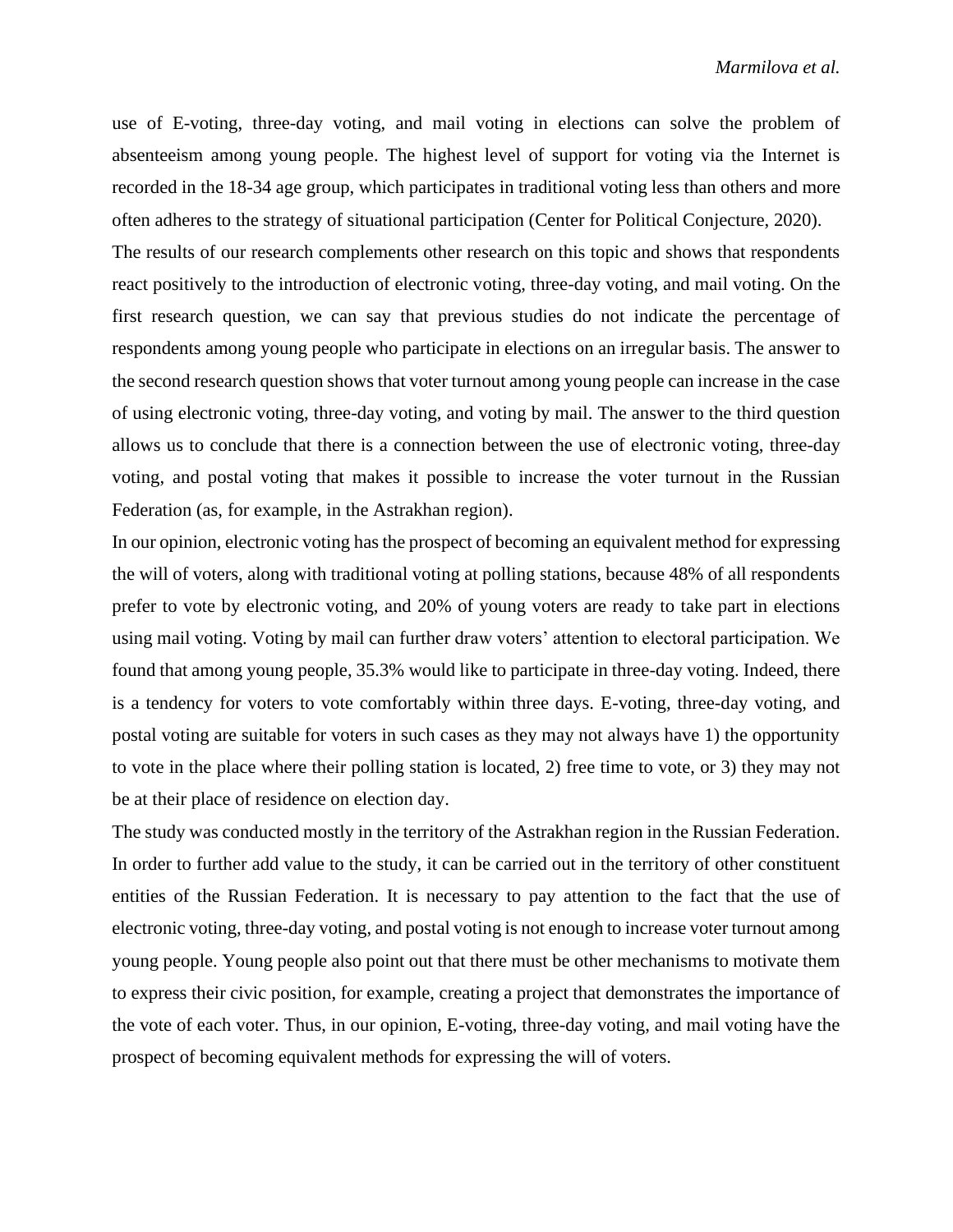use of E-voting, three-day voting, and mail voting in elections can solve the problem of absenteeism among young people. The highest level of support for voting via the Internet is recorded in the 18-34 age group, which participates in traditional voting less than others and more often adheres to the strategy of situational participation (Center for Political Conjecture, 2020).

The results of our research complements other research on this topic and shows that respondents react positively to the introduction of electronic voting, three-day voting, and mail voting. On the first research question, we can say that previous studies do not indicate the percentage of respondents among young people who participate in elections on an irregular basis. The answer to the second research question shows that voter turnout among young people can increase in the case of using electronic voting, three-day voting, and voting by mail. The answer to the third question allows us to conclude that there is a connection between the use of electronic voting, three-day voting, and postal voting that makes it possible to increase the voter turnout in the Russian Federation (as, for example, in the Astrakhan region).

In our opinion, electronic voting has the prospect of becoming an equivalent method for expressing the will of voters, along with traditional voting at polling stations, because 48% of all respondents prefer to vote by electronic voting, and 20% of young voters are ready to take part in elections using mail voting. Voting by mail can further draw voters' attention to electoral participation. We found that among young people, 35.3% would like to participate in three-day voting. Indeed, there is a tendency for voters to vote comfortably within three days. E-voting, three-day voting, and postal voting are suitable for voters in such cases as they may not always have 1) the opportunity to vote in the place where their polling station is located, 2) free time to vote, or 3) they may not be at their place of residence on election day.

The study was conducted mostly in the territory of the Astrakhan region in the Russian Federation. In order to further add value to the study, it can be carried out in the territory of other constituent entities of the Russian Federation. It is necessary to pay attention to the fact that the use of electronic voting, three-day voting, and postal voting is not enough to increase voter turnout among young people. Young people also point out that there must be other mechanisms to motivate them to express their civic position, for example, creating a project that demonstrates the importance of the vote of each voter. Thus, in our opinion, E-voting, three-day voting, and mail voting have the prospect of becoming equivalent methods for expressing the will of voters.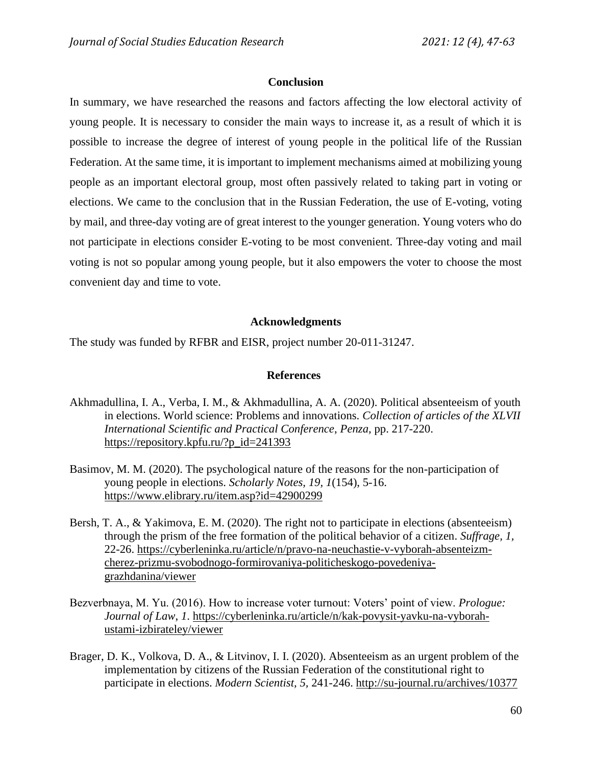## Conclusion

In summary, we have researched the reasons and factors affecting the low electoral activity of young people. It is necessary to consider the main ways to increase it, as a result of which it is possible to increase the degree of interest of young people in the political life of the Russian Federation. At the same time, it is important to implement mechanisms aimed at mobilizing young people as an important electoral group, most often passively related to taking part in voting or elections. We came to the conclusion that in the Russian Federation, the use of E-voting, voting by mail, and three-day voting are of great interest to the younger generation. Young voters who do not participate in elections consider E-voting to be most convenient. Three-day voting and mail voting is not so popular among young people, but it also empowers the voter to choose the most convenient day and time to vote.

## Acknowledgments

The study was funded by RFBR and EISR, project number 20-011-31247.

## References

Akhmadullina, I. A., Verba, I. M., & Akhmadullina, A. A. (2020). Political absenteeism of youth in elections. World science: Problems and innovations. *Collection of articles of the XLVII International Scientific and Practical Conference, Penza,* pp. 217-220. https://repository.kpfu.ru/?p_id=241393

Basimov, M. M. (2020). The psychological nature of the reasons for the non-participation of young people in elections. *Scholarly Notes, 19, 1*(154), 5-16. https://www.elibrary.ru/item.asp?id=42900299

Bersh, T. A., & Yakimova, E. M. (2020). The right not to participate in elections (absenteeism) through the prism of the free formation of the political behavior of a citizen. *Suffrage, 1,* 22-26. https://cyberleninka.ru/article/n/pravo-na-neuchastie-v-vyborah-absenteizm-cherez-prizmu-svobodnogo-formirovaniya-politicheskogo-povedeniya-grazhdanina/viewer

Bezverbnaya, M. Yu. (2016). How to increase voter turnout: Voters' point of view. *Prologue: Journal of Law, 1.* https://cyberleninka.ru/article/n/kak-povysit-yavku-na-vyborah-ustami-izbirateley/viewer

Brager, D. K., Volkova, D. A., & Litvinov, I. I. (2020). Absenteeism as an urgent problem of the implementation by citizens of the Russian Federation of the constitutional right to participate in elections. *Modern Scientist, 5,* 241-246. http://su-journal.ru/archives/10377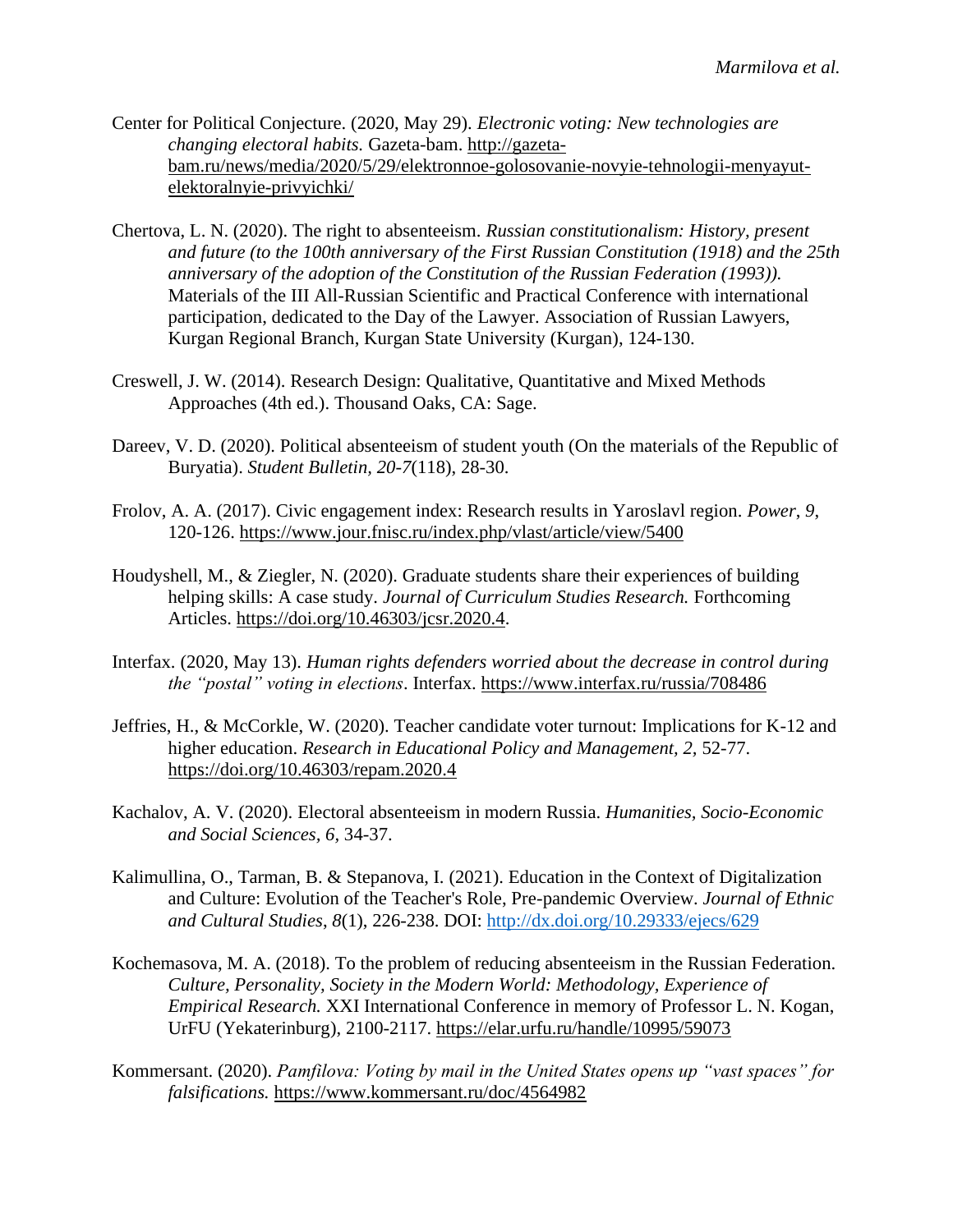Center for Political Conjecture. (2020, May 29). *Electronic voting: New technologies are changing electoral habits.* Gazeta-bam. http://gazeta-bam.ru/news/media/2020/5/29/elektronnoe-golosovanie-novyie-tehnologii-menyayut-elektoralnyie-privyichki/

Chertova, L. N. (2020). The right to absenteeism. *Russian constitutionalism: History, present and future (to the 100th anniversary of the First Russian Constitution (1918) and the 25th anniversary of the adoption of the Constitution of the Russian Federation (1993)).* Materials of the III All-Russian Scientific and Practical Conference with international participation, dedicated to the Day of the Lawyer. Association of Russian Lawyers, Kurgan Regional Branch, Kurgan State University (Kurgan), 124-130.

Creswell, J. W. (2014). Research Design: Qualitative, Quantitative and Mixed Methods Approaches (4th ed.). Thousand Oaks, CA: Sage.

Dareev, V. D. (2020). Political absenteeism of student youth (On the materials of the Republic of Buryatia). *Student Bulletin, 20-7*(118), 28-30.

Frolov, A. A. (2017). Civic engagement index: Research results in Yaroslavl region. *Power, 9*, 120-126. https://www.jour.fnisc.ru/index.php/vlast/article/view/5400

Houdyshell, M., & Ziegler, N. (2020). Graduate students share their experiences of building helping skills: A case study. *Journal of Curriculum Studies Research.* Forthcoming Articles. https://doi.org/10.46303/jcsr.2020.4.

Interfax. (2020, May 13). *Human rights defenders worried about the decrease in control during the "postal" voting in elections*. Interfax. https://www.interfax.ru/russia/708486

Jeffries, H., & McCorkle, W. (2020). Teacher candidate voter turnout: Implications for K-12 and higher education. *Research in Educational Policy and Management, 2,* 52-77. https://doi.org/10.46303/repam.2020.4

Kachalov, A. V. (2020). Electoral absenteeism in modern Russia. *Humanities, Socio-Economic and Social Sciences, 6,* 34-37.

Kalimullina, O., Tarman, B. & Stepanova, I. (2021). Education in the Context of Digitalization and Culture: Evolution of the Teacher's Role, Pre-pandemic Overview. *Journal of Ethnic and Cultural Studies*, *8*(1), 226-238. DOI: http://dx.doi.org/10.29333/ejecs/629

Kochemasova, M. A. (2018). To the problem of reducing absenteeism in the Russian Federation. *Culture, Personality, Society in the Modern World: Methodology, Experience of Empirical Research.* XXI International Conference in memory of Professor L. N. Kogan, UrFU (Yekaterinburg), 2100-2117. https://elar.urfu.ru/handle/10995/59073

Kommersant. (2020). *Pamfilova: Voting by mail in the United States opens up "vast spaces" for falsifications.* https://www.kommersant.ru/doc/4564982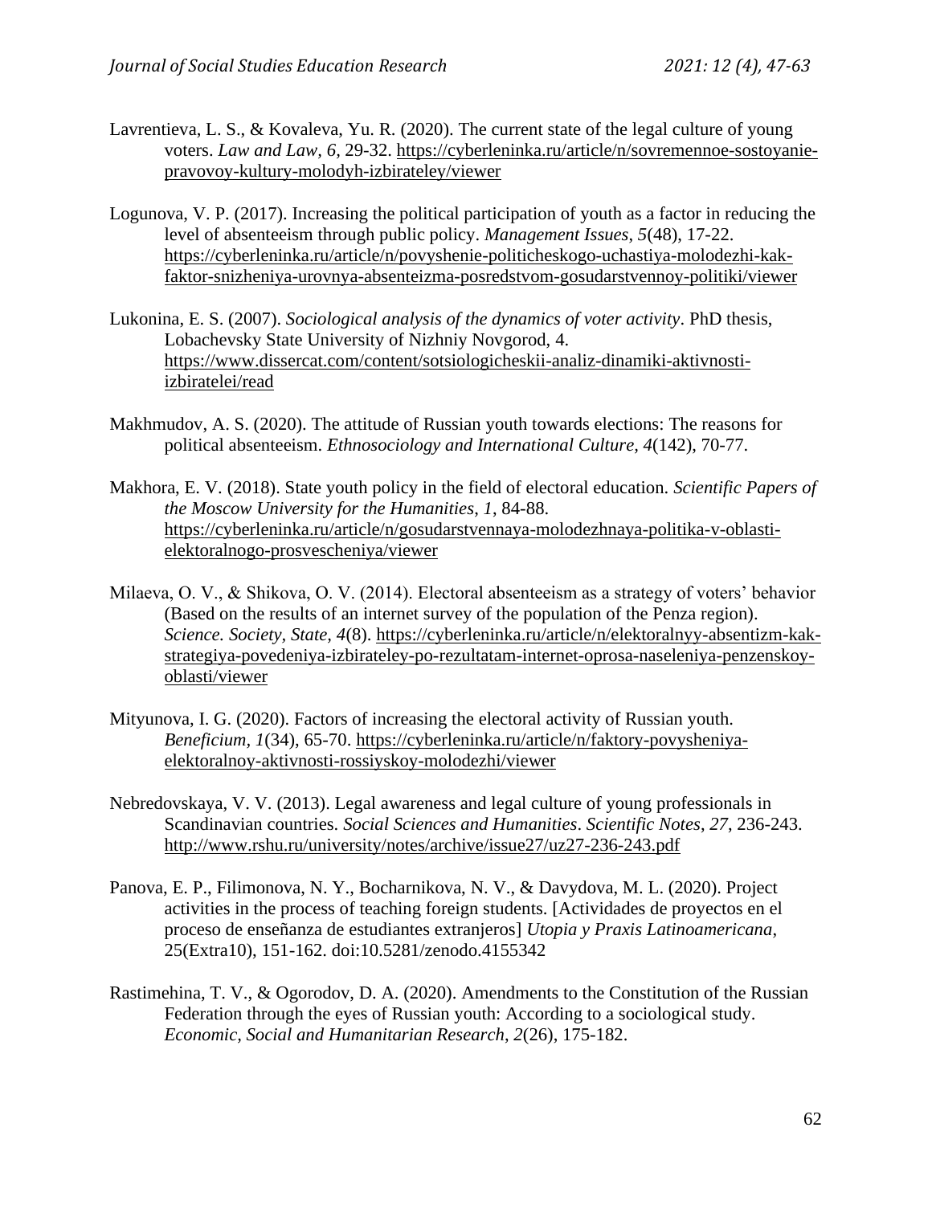Lavrentieva, L. S., & Kovaleva, Yu. R. (2020). The current state of the legal culture of young voters. *Law and Law*, *6*, 29-32. https://cyberleninka.ru/article/n/sovremennoe-sostoyanie-pravovoy-kultury-molodyh-izbirateley/viewer

Logunova, V. P. (2017). Increasing the political participation of youth as a factor in reducing the level of absenteeism through public policy. *Management Issues*, *5*(48), 17-22. https://cyberleninka.ru/article/n/povyshenie-politicheskogo-uchastiya-molodezhi-kak-faktor-snizheniya-urovnya-absenteizma-posredstvom-gosudarstvennoy-politiki/viewer

Lukonina, E. S. (2007). *Sociological analysis of the dynamics of voter activity*. PhD thesis, Lobachevsky State University of Nizhniy Novgorod, 4. https://www.dissercat.com/content/sotsiologicheskii-analiz-dinamiki-aktivnosti-izbiratelei/read

Makhmudov, A. S. (2020). The attitude of Russian youth towards elections: The reasons for political absenteeism. *Ethnosociology and International Culture*, *4*(142), 70-77.

Makhora, E. V. (2018). State youth policy in the field of electoral education. *Scientific Papers of the Moscow University for the Humanities*, *1*, 84-88. https://cyberleninka.ru/article/n/gosudarstvennaya-molodezhnaya-politika-v-oblasti-elektoralnogo-prosvescheniya/viewer

Milaeva, O. V., & Shikova, O. V. (2014). Electoral absenteeism as a strategy of voters' behavior (Based on the results of an internet survey of the population of the Penza region). *Science. Society, State*, *4*(8). https://cyberleninka.ru/article/n/elektoralnyy-absentizm-kak-strategiya-povedeniya-izbirateley-po-rezultatam-internet-oprosa-naseleniya-penzenskoy-oblasti/viewer

Mityunova, I. G. (2020). Factors of increasing the electoral activity of Russian youth. *Beneficium*, *1*(34), 65-70. https://cyberleninka.ru/article/n/faktory-povysheniya-elektoralnoy-aktivnosti-rossiyskoy-molodezhi/viewer

Nebredovskaya, V. V. (2013). Legal awareness and legal culture of young professionals in Scandinavian countries. *Social Sciences and Humanities*. *Scientific Notes*, *27*, 236-243. http://www.rshu.ru/university/notes/archive/issue27/uz27-236-243.pdf

Panova, E. P., Filimonova, N. Y., Bocharnikova, N. V., & Davydova, M. L. (2020). Project activities in the process of teaching foreign students. [Actividades de proyectos en el proceso de enseñanza de estudiantes extranjeros] *Utopia y Praxis Latinoamericana*, 25(Extra10), 151-162. doi:10.5281/zenodo.4155342

Rastimehina, T. V., & Ogorodov, D. A. (2020). Amendments to the Constitution of the Russian Federation through the eyes of Russian youth: According to a sociological study. *Economic, Social and Humanitarian Research*, *2*(26), 175-182.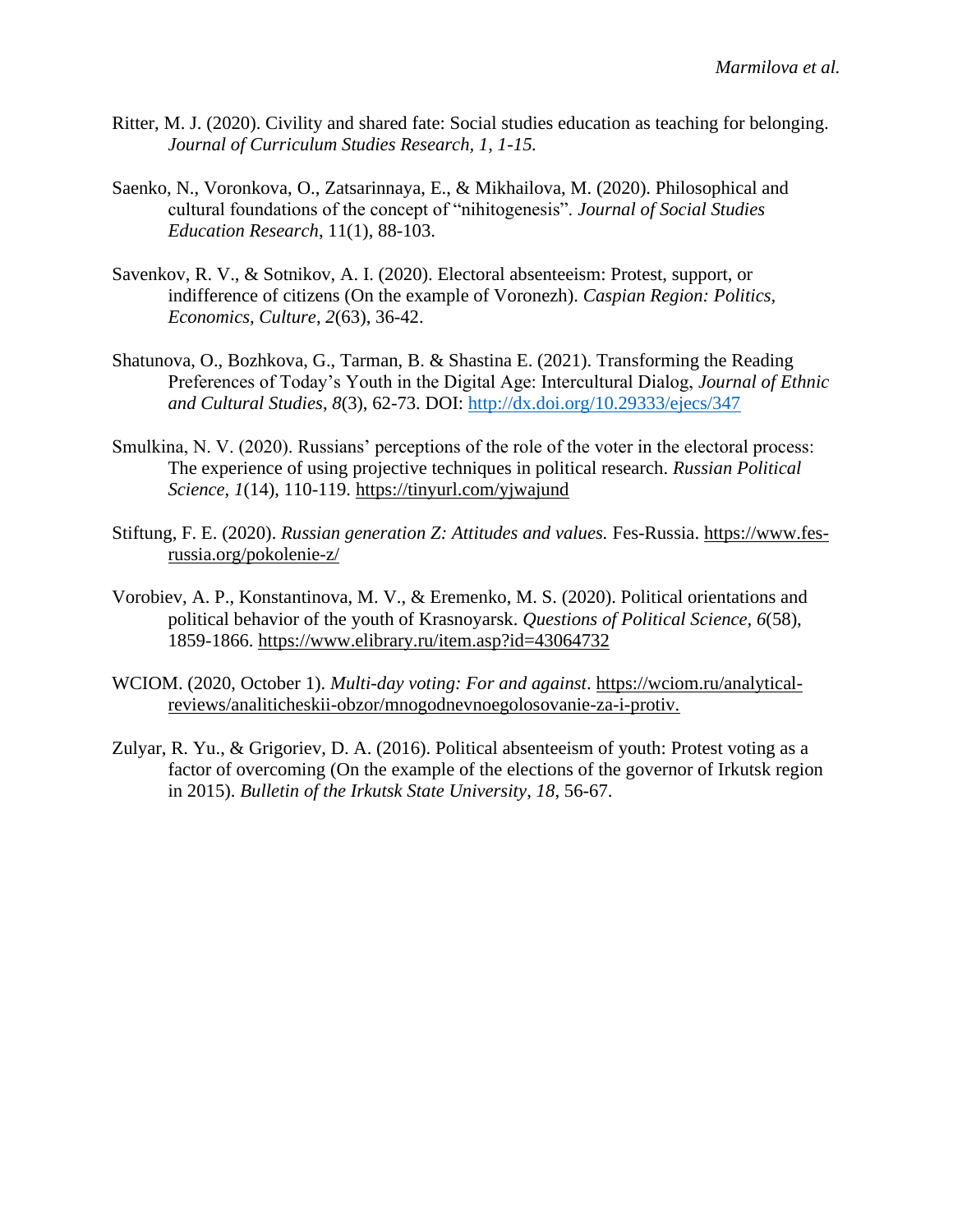Ritter, M. J. (2020). Civility and shared fate: Social studies education as teaching for belonging. *Journal of Curriculum Studies Research, 1, 1-15.*

Saenko, N., Voronkova, O., Zatsarinnaya, E., & Mikhailova, M. (2020). Philosophical and cultural foundations of the concept of "nihitogenesis". *Journal of Social Studies Education Research*, 11(1), 88-103.

Savenkov, R. V., & Sotnikov, A. I. (2020). Electoral absenteeism: Protest, support, or indifference of citizens (On the example of Voronezh). *Caspian Region: Politics, Economics, Culture*, *2*(63), 36-42.

Shatunova, O., Bozhkova, G., Tarman, B. & Shastina E. (2021). Transforming the Reading Preferences of Today's Youth in the Digital Age: Intercultural Dialog, *Journal of Ethnic and Cultural Studies*, *8*(3), 62-73. DOI: http://dx.doi.org/10.29333/ejecs/347

Smulkina, N. V. (2020). Russians' perceptions of the role of the voter in the electoral process: The experience of using projective techniques in political research. *Russian Political Science*, *1*(14), 110-119. https://tinyurl.com/yjwajund

Stiftung, F. E. (2020). *Russian generation Z: Attitudes and values.* Fes-Russia. https://www.fes-russia.org/pokolenie-z/

Vorobiev, A. P., Konstantinova, M. V., & Eremenko, M. S. (2020). Political orientations and political behavior of the youth of Krasnoyarsk. *Questions of Political Science, 6*(58), 1859-1866. https://www.elibrary.ru/item.asp?id=43064732

WCIOM. (2020, October 1). *Multi-day voting: For and against*. https://wciom.ru/analytical-reviews/analiticheskii-obzor/mnogodnevnoegolosovanie-za-i-protiv.

Zulyar, R. Yu., & Grigoriev, D. A. (2016). Political absenteeism of youth: Protest voting as a factor of overcoming (On the example of the elections of the governor of Irkutsk region in 2015). *Bulletin of the Irkutsk State University*, *18*, 56-67.